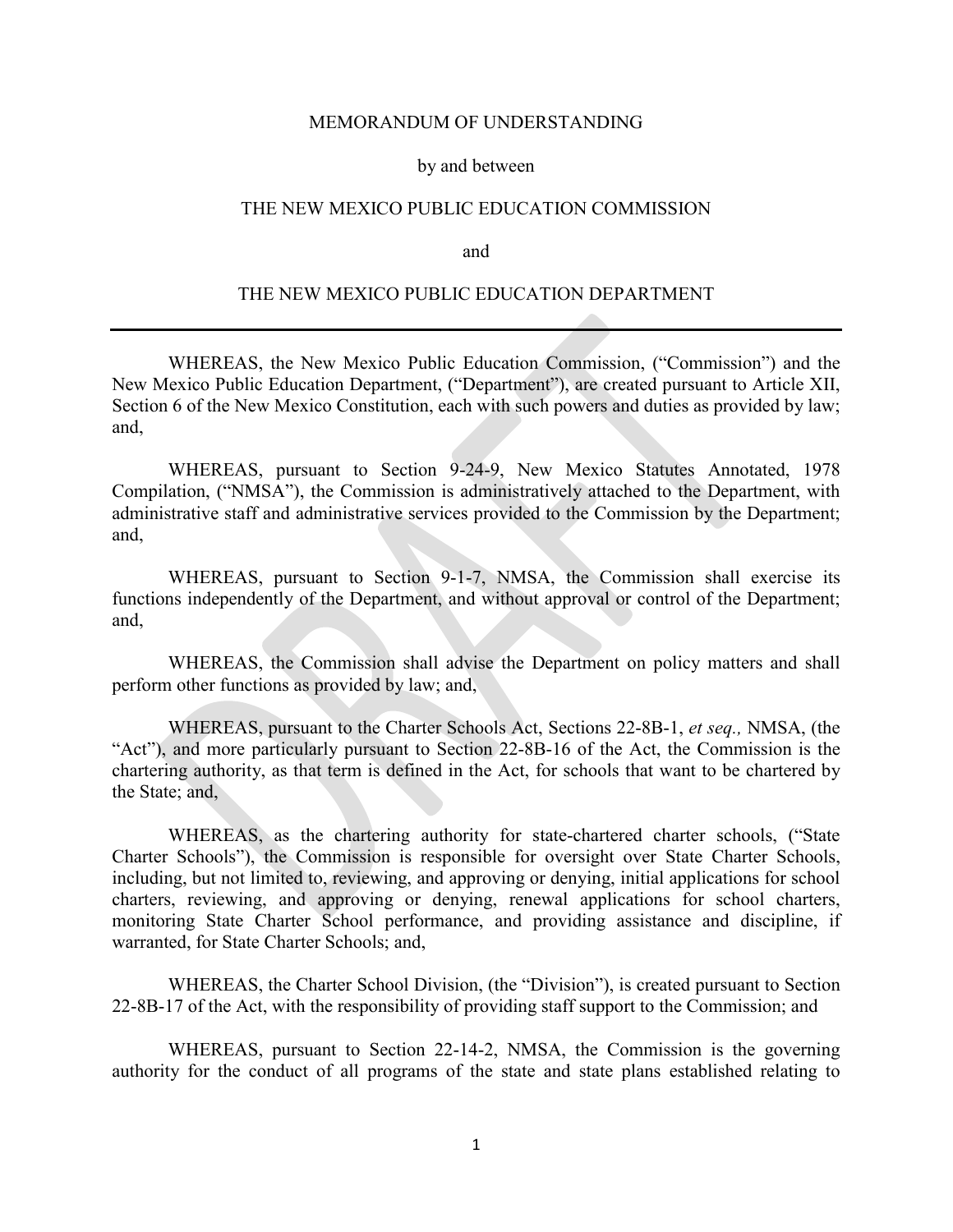MEMORANDUM OF UNDERSTANDING

by and between

THE NEW MEXICO PUBLIC EDUCATION COMMISSION

and

THE NEW MEXICO PUBLIC EDUCATION DEPARTMENT

---

WHEREAS, the New Mexico Public Education Commission, ("Commission") and the New Mexico Public Education Department, ("Department"), are created pursuant to Article XII, Section 6 of the New Mexico Constitution, each with such powers and duties as provided by law; and,

WHEREAS, pursuant to Section 9-24-9, New Mexico Statutes Annotated, 1978 Compilation, ("NMSA"), the Commission is administratively attached to the Department, with administrative staff and administrative services provided to the Commission by the Department; and,

WHEREAS, pursuant to Section 9-1-7, NMSA, the Commission shall exercise its functions independently of the Department, and without approval or control of the Department; and,

WHEREAS, the Commission shall advise the Department on policy matters and shall perform other functions as provided by law; and,

WHEREAS, pursuant to the Charter Schools Act, Sections 22-8B-1, *et seq.,* NMSA, (the "Act"), and more particularly pursuant to Section 22-8B-16 of the Act, the Commission is the chartering authority, as that term is defined in the Act, for schools that want to be chartered by the State; and,

WHEREAS, as the chartering authority for state-chartered charter schools, ("State Charter Schools"), the Commission is responsible for oversight over State Charter Schools, including, but not limited to, reviewing, and approving or denying, initial applications for school charters, reviewing, and approving or denying, renewal applications for school charters, monitoring State Charter School performance, and providing assistance and discipline, if warranted, for State Charter Schools; and,

WHEREAS, the Charter School Division, (the "Division"), is created pursuant to Section 22-8B-17 of the Act, with the responsibility of providing staff support to the Commission; and

WHEREAS, pursuant to Section 22-14-2, NMSA, the Commission is the governing authority for the conduct of all programs of the state and state plans established relating to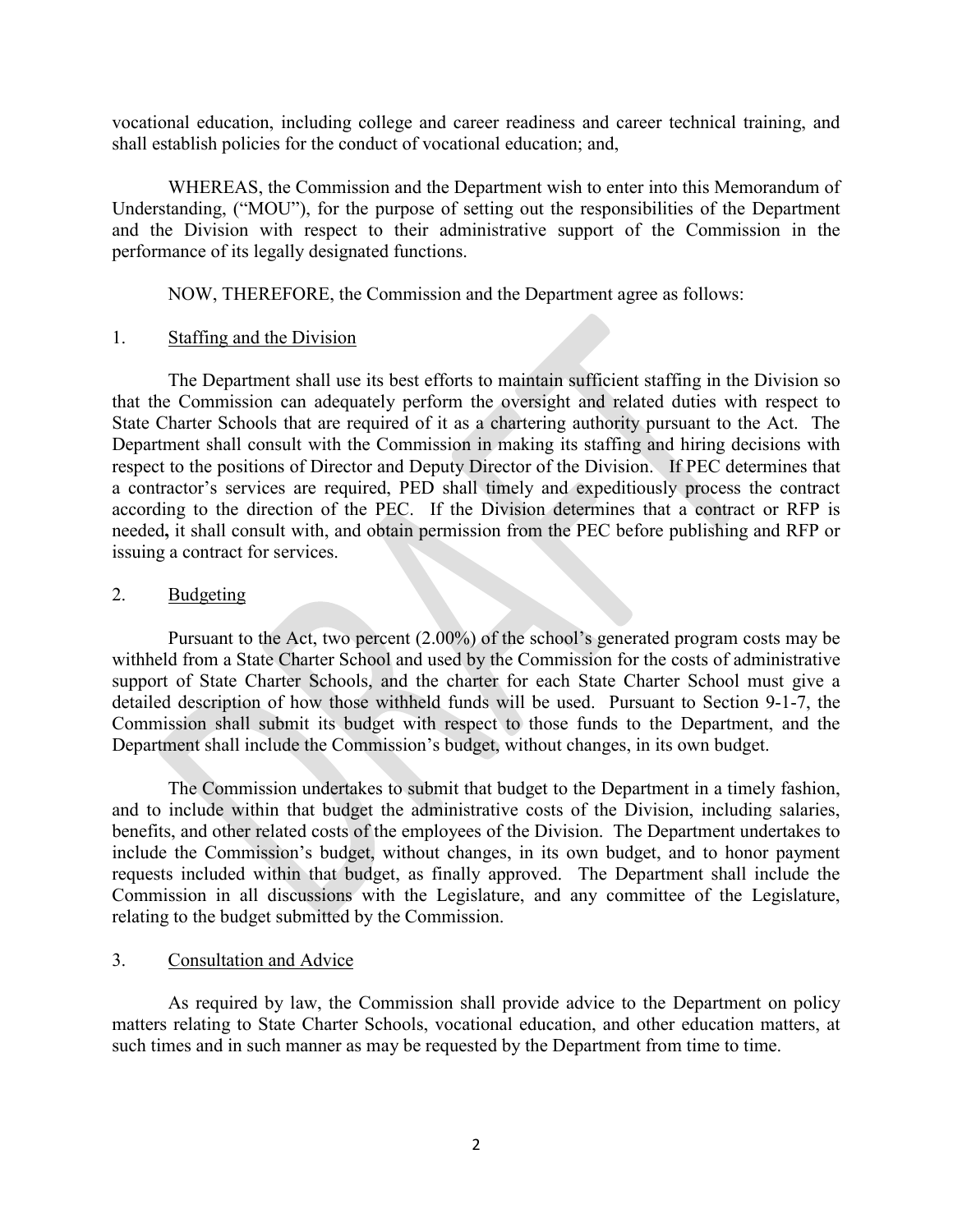vocational education, including college and career readiness and career technical training, and shall establish policies for the conduct of vocational education; and,

WHEREAS, the Commission and the Department wish to enter into this Memorandum of Understanding, ("MOU"), for the purpose of setting out the responsibilities of the Department and the Division with respect to their administrative support of the Commission in the performance of its legally designated functions.

NOW, THEREFORE, the Commission and the Department agree as follows:

1. Staffing and the Division

The Department shall use its best efforts to maintain sufficient staffing in the Division so that the Commission can adequately perform the oversight and related duties with respect to State Charter Schools that are required of it as a chartering authority pursuant to the Act. The Department shall consult with the Commission in making its staffing and hiring decisions with respect to the positions of Director and Deputy Director of the Division. If PEC determines that a contractor's services are required, PED shall timely and expeditiously process the contract according to the direction of the PEC. If the Division determines that a contract or RFP is needed**,** it shall consult with, and obtain permission from the PEC before publishing and RFP or issuing a contract for services.

2. Budgeting

Pursuant to the Act, two percent (2.00%) of the school's generated program costs may be withheld from a State Charter School and used by the Commission for the costs of administrative support of State Charter Schools, and the charter for each State Charter School must give a detailed description of how those withheld funds will be used. Pursuant to Section 9-1-7, the Commission shall submit its budget with respect to those funds to the Department, and the Department shall include the Commission's budget, without changes, in its own budget.

The Commission undertakes to submit that budget to the Department in a timely fashion, and to include within that budget the administrative costs of the Division, including salaries, benefits, and other related costs of the employees of the Division. The Department undertakes to include the Commission's budget, without changes, in its own budget, and to honor payment requests included within that budget, as finally approved. The Department shall include the Commission in all discussions with the Legislature, and any committee of the Legislature, relating to the budget submitted by the Commission.

3. Consultation and Advice

As required by law, the Commission shall provide advice to the Department on policy matters relating to State Charter Schools, vocational education, and other education matters, at such times and in such manner as may be requested by the Department from time to time.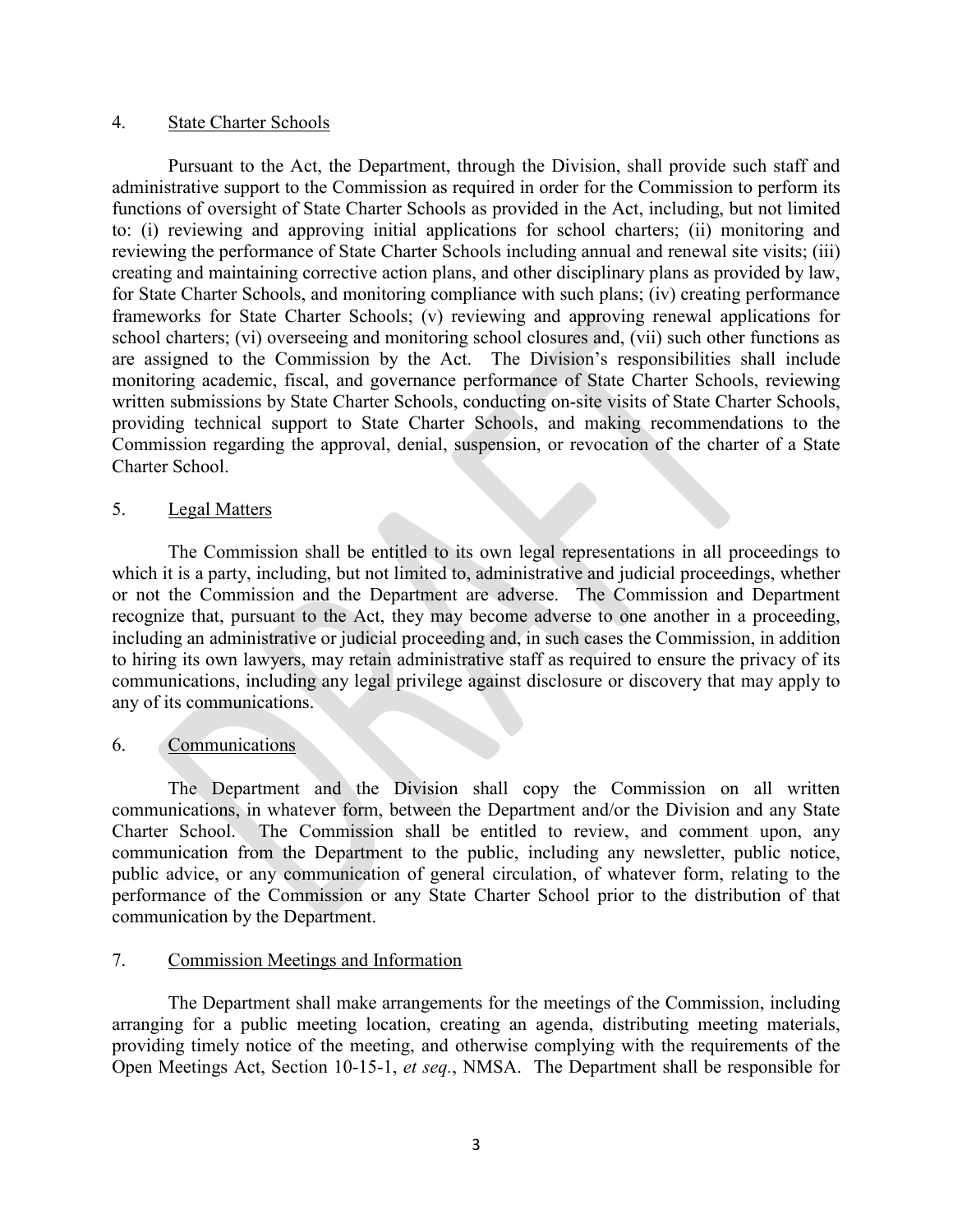4. <u>State Charter Schools</u>

Pursuant to the Act, the Department, through the Division, shall provide such staff and administrative support to the Commission as required in order for the Commission to perform its functions of oversight of State Charter Schools as provided in the Act, including, but not limited to: (i) reviewing and approving initial applications for school charters; (ii) monitoring and reviewing the performance of State Charter Schools including annual and renewal site visits; (iii) creating and maintaining corrective action plans, and other disciplinary plans as provided by law, for State Charter Schools, and monitoring compliance with such plans; (iv) creating performance frameworks for State Charter Schools; (v) reviewing and approving renewal applications for school charters; (vi) overseeing and monitoring school closures and, (vii) such other functions as are assigned to the Commission by the Act. The Division's responsibilities shall include monitoring academic, fiscal, and governance performance of State Charter Schools, reviewing written submissions by State Charter Schools, conducting on-site visits of State Charter Schools, providing technical support to State Charter Schools, and making recommendations to the Commission regarding the approval, denial, suspension, or revocation of the charter of a State Charter School.

5. <u>Legal Matters</u>

The Commission shall be entitled to its own legal representations in all proceedings to which it is a party, including, but not limited to, administrative and judicial proceedings, whether or not the Commission and the Department are adverse. The Commission and Department recognize that, pursuant to the Act, they may become adverse to one another in a proceeding, including an administrative or judicial proceeding and, in such cases the Commission, in addition to hiring its own lawyers, may retain administrative staff as required to ensure the privacy of its communications, including any legal privilege against disclosure or discovery that may apply to any of its communications.

6. <u>Communications</u>

The Department and the Division shall copy the Commission on all written communications, in whatever form, between the Department and/or the Division and any State Charter School. The Commission shall be entitled to review, and comment upon, any communication from the Department to the public, including any newsletter, public notice, public advice, or any communication of general circulation, of whatever form, relating to the performance of the Commission or any State Charter School prior to the distribution of that communication by the Department.

7. <u>Commission Meetings and Information</u>

The Department shall make arrangements for the meetings of the Commission, including arranging for a public meeting location, creating an agenda, distributing meeting materials, providing timely notice of the meeting, and otherwise complying with the requirements of the Open Meetings Act, Section 10-15-1, *et seq.*, NMSA. The Department shall be responsible for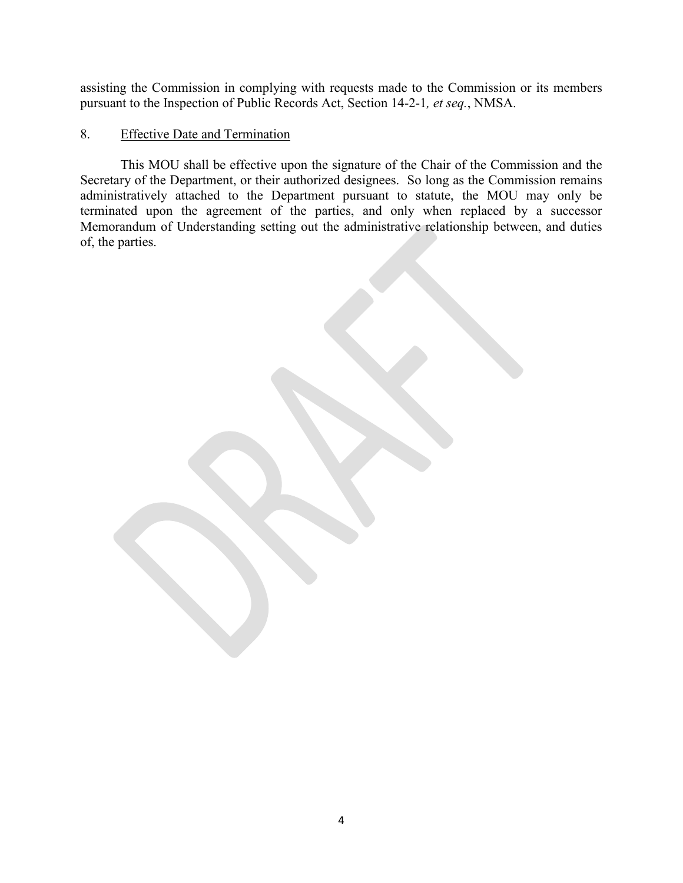assisting the Commission in complying with requests made to the Commission or its members pursuant to the Inspection of Public Records Act, Section 14-2-1*, et seq.*, NMSA.

8. <u>Effective Date and Termination</u>

This MOU shall be effective upon the signature of the Chair of the Commission and the Secretary of the Department, or their authorized designees. So long as the Commission remains administratively attached to the Department pursuant to statute, the MOU may only be terminated upon the agreement of the parties, and only when replaced by a successor Memorandum of Understanding setting out the administrative relationship between, and duties of, the parties.